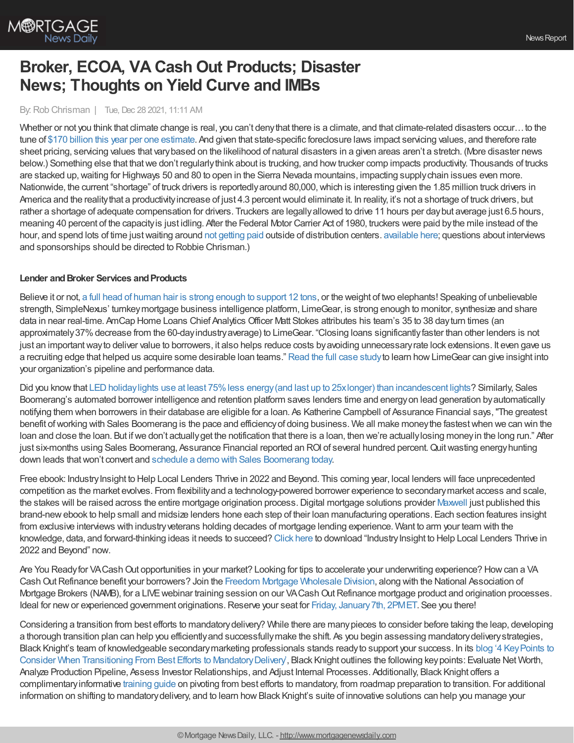# Broker, ECOA, VA Cash Out Products; Disaster News; Thoughts on Yield Curve and IMBs

By: Rob Chrisman | Tue, Dec 28 2021, 11:11 AM

Whether or not you think that climate change is real, you can't deny that there is a climate, and that climate-related disasters occur… to the tune of $170 billion this year per one estimate. And given that state-specific foreclosure laws impact servicing values, and therefore rate sheet pricing, servicing values that vary based on the likelihood of natural disasters in a given areas aren't a stretch. (More disaster news below.) Something else that that we don't regularly think about is trucking, and how trucker comp impacts productivity. Thousands of trucks are stacked up, waiting for Highways 50 and 80 to open in the Sierra Nevada mountains, impacting supply chain issues even more. Nationwide, the current "shortage" of truck drivers is reportedly around 80,000, which is interesting given the 1.85 million truck drivers in America and the reality that a productivity increase of just 4.3 percent would eliminate it. In reality, it's not a shortage of truck drivers, but rather a shortage of adequate compensation for drivers. Truckers are legally allowed to drive 11 hours per day but average just 6.5 hours, meaning 40 percent of the capacity is just idling. After the Federal Motor Carrier Act of 1980, truckers were paid by the mile instead of the hour, and spend lots of time just waiting around not getting paid outside of distribution centers. available here; questions about interviews and sponsorships should be directed to Robbie Chrisman.)

**Lender and Broker Services and Products**

Believe it or not, a full head of human hair is strong enough to support 12 tons, or the weight of two elephants! Speaking of unbelievable strength, SimpleNexus' turnkey mortgage business intelligence platform, LimeGear, is strong enough to monitor, synthesize and share data in near real-time. AmCap Home Loans Chief Analytics Officer Matt Stokes attributes his team's 35 to 38 day turn times (an approximately 37% decrease from the 60-day industry average) to LimeGear. "Closing loans significantly faster than other lenders is not just an important way to deliver value to borrowers, it also helps reduce costs by avoiding unnecessary rate lock extensions. It even gave us a recruiting edge that helped us acquire some desirable loan teams." Read the full case study to learn how LimeGear can give insight into your organization's pipeline and performance data.

Did you know that LED holiday lights use at least 75% less energy (and last up to 25x longer) than incandescent lights? Similarly, Sales Boomerang's automated borrower intelligence and retention platform saves lenders time and energy on lead generation by automatically notifying them when borrowers in their database are eligible for a loan. As Katherine Campbell of Assurance Financial says, "The greatest benefit of working with Sales Boomerang is the pace and efficiency of doing business. We all make money the fastest when we can win the loan and close the loan. But if we don't actually get the notification that there is a loan, then we're actually losing money in the long run." After just six-months using Sales Boomerang, Assurance Financial reported an ROI of several hundred percent. Quit wasting energy hunting down leads that won't convert and schedule a demo with Sales Boomerang today.

Free ebook: Industry Insight to Help Local Lenders Thrive in 2022 and Beyond. This coming year, local lenders will face unprecedented competition as the market evolves. From flexibility and a technology-powered borrower experience to secondary market access and scale, the stakes will be raised across the entire mortgage origination process. Digital mortgage solutions provider Maxwell just published this brand-new ebook to help small and midsize lenders hone each step of their loan manufacturing operations. Each section features insight from exclusive interviews with industry veterans holding decades of mortgage lending experience. Want to arm your team with the knowledge, data, and forward-thinking ideas it needs to succeed? Click here to download "Industry Insight to Help Local Lenders Thrive in 2022 and Beyond" now.

Are You Ready for VA Cash Out opportunities in your market? Looking for tips to accelerate your underwriting experience? How can a VA Cash Out Refinance benefit your borrowers? Join the Freedom Mortgage Wholesale Division, along with the National Association of Mortgage Brokers (NAMB), for a LIVE webinar training session on our VA Cash Out Refinance mortgage product and origination processes. Ideal for new or experienced government originations. Reserve your seat for Friday, January 7th, 2PM ET. See you there!

Considering a transition from best efforts to mandatory delivery? While there are many pieces to consider before taking the leap, developing a thorough transition plan can help you efficiently and successfully make the shift. As you begin assessing mandatory delivery strategies, Black Knight's team of knowledgeable secondary marketing professionals stands ready to support your success. In its blog '4 Key Points to Consider When Transitioning From Best Efforts to Mandatory Delivery', Black Knight outlines the following key points: Evaluate Net Worth, Analyze Production Pipeline, Assess Investor Relationships, and Adjust Internal Processes. Additionally, Black Knight offers a complimentary informative training guide on pivoting from best efforts to mandatory, from roadmap preparation to transition. For additional information on shifting to mandatory delivery, and to learn how Black Knight's suite of innovative solutions can help you manage your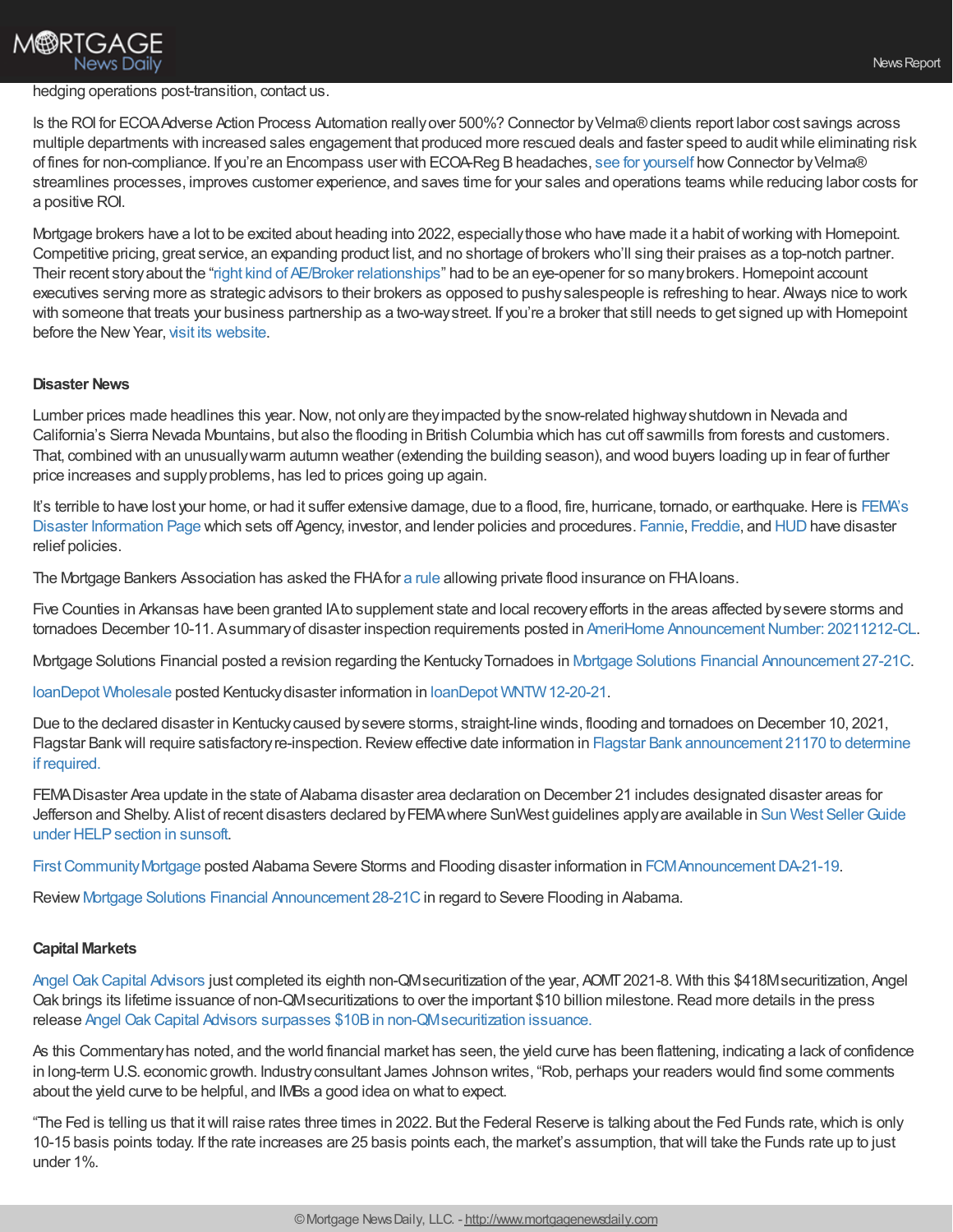hedging operations post-transition, contact us.

Is the ROI for ECOA Adverse Action Process Automation really over 500%? Connector by Velma® clients report labor cost savings across multiple departments with increased sales engagement that produced more rescued deals and faster speed to audit while eliminating risk of fines for non-compliance. If you're an Encompass user with ECOA-Reg B headaches, see for yourself how Connector by Velma® streamlines processes, improves customer experience, and saves time for your sales and operations teams while reducing labor costs for a positive ROI.

Mortgage brokers have a lot to be excited about heading into 2022, especially those who have made it a habit of working with Homepoint. Competitive pricing, great service, an expanding product list, and no shortage of brokers who'll sing their praises as a top-notch partner. Their recent story about the "right kind of AE/Broker relationships" had to be an eye-opener for so many brokers. Homepoint account executives serving more as strategic advisors to their brokers as opposed to pushy salespeople is refreshing to hear. Always nice to work with someone that treats your business partnership as a two-way street. If you're a broker that still needs to get signed up with Homepoint before the New Year, visit its website.

**Disaster News**

Lumber prices made headlines this year. Now, not only are they impacted by the snow-related highway shutdown in Nevada and California's Sierra Nevada Mountains, but also the flooding in British Columbia which has cut off sawmills from forests and customers. That, combined with an unusually warm autumn weather (extending the building season), and wood buyers loading up in fear of further price increases and supply problems, has led to prices going up again.

It's terrible to have lost your home, or had it suffer extensive damage, due to a flood, fire, hurricane, tornado, or earthquake. Here is FEMA's Disaster Information Page which sets off Agency, investor, and lender policies and procedures. Fannie, Freddie, and HUD have disaster relief policies.

The Mortgage Bankers Association has asked the FHA for a rule allowing private flood insurance on FHA loans.

Five Counties in Arkansas have been granted IA to supplement state and local recovery efforts in the areas affected by severe storms and tornadoes December 10-11. A summary of disaster inspection requirements posted in AmeriHome Announcement Number: 20211212-CL.

Mortgage Solutions Financial posted a revision regarding the Kentucky Tornadoes in Mortgage Solutions Financial Announcement 27-21C.

loanDepot Wholesale posted Kentucky disaster information in loanDepot WNTW 12-20-21.

Due to the declared disaster in Kentucky caused by severe storms, straight-line winds, flooding and tornadoes on December 10, 2021, Flagstar Bank will require satisfactory re-inspection. Review effective date information in Flagstar Bank announcement 21170 to determine if required.

FEMA Disaster Area update in the state of Alabama disaster area declaration on December 21 includes designated disaster areas for Jefferson and Shelby. A list of recent disasters declared by FEMA where SunWest guidelines apply are available in Sun West Seller Guide under HELP section in sunsoft.

First Community Mortgage posted Alabama Severe Storms and Flooding disaster information in FCM Announcement DA-21-19.

Review Mortgage Solutions Financial Announcement 28-21C in regard to Severe Flooding in Alabama.

**Capital Markets**

Angel Oak Capital Advisors just completed its eighth non-QM securitization of the year, AOMT 2021-8. With this $418M securitization, Angel Oak brings its lifetime issuance of non-QM securitizations to over the important $10 billion milestone. Read more details in the press release Angel Oak Capital Advisors surpasses $10B in non-QM securitization issuance.

As this Commentary has noted, and the world financial market has seen, the yield curve has been flattening, indicating a lack of confidence in long-term U.S. economic growth. Industry consultant James Johnson writes, "Rob, perhaps your readers would find some comments about the yield curve to be helpful, and IMBs a good idea on what to expect.

"The Fed is telling us that it will raise rates three times in 2022. But the Federal Reserve is talking about the Fed Funds rate, which is only 10-15 basis points today. If the rate increases are 25 basis points each, the market's assumption, that will take the Funds rate up to just under 1%.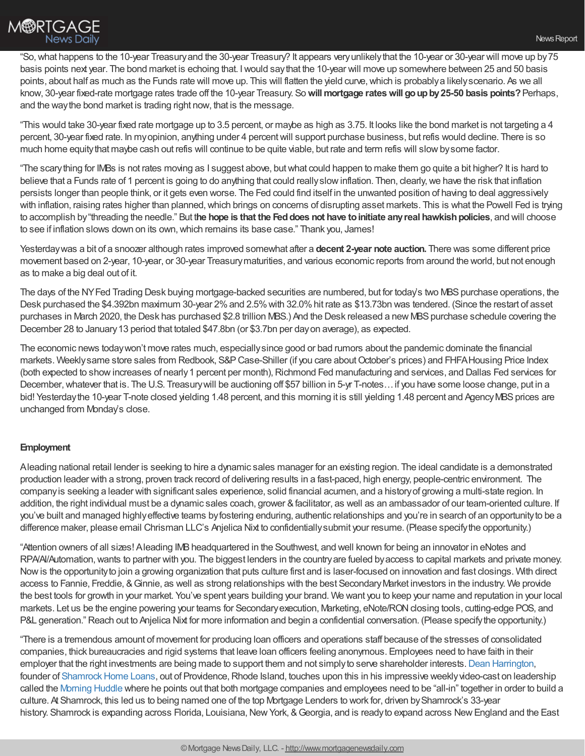"So, what happens to the 10-year Treasury and the 30-year Treasury? It appears very unlikely that the 10-year or 30-year will move up by 75 basis points next year. The bond market is echoing that. I would say that the 10-year will move up somewhere between 25 and 50 basis points, about half as much as the Funds rate will move up. This will flatten the yield curve, which is probably a likely scenario. As we all know, 30-year fixed-rate mortgage rates trade off the 10-year Treasury. So **will mortgage rates will go up by 25-50 basis points?** Perhaps, and the way the bond market is trading right now, that is the message.

"This would take 30-year fixed rate mortgage up to 3.5 percent, or maybe as high as 3.75. It looks like the bond market is not targeting a 4 percent, 30-year fixed rate. In my opinion, anything under 4 percent will support purchase business, but refis would decline. There is so much home equity that maybe cash out refis will continue to be quite viable, but rate and term refis will slow by some factor.

"The scary thing for IMBs is not rates moving as I suggest above, but what could happen to make them go quite a bit higher? It is hard to believe that a Funds rate of 1 percent is going to do anything that could really slow inflation. Then, clearly, we have the risk that inflation persists longer than people think, or it gets even worse. The Fed could find itself in the unwanted position of having to deal aggressively with inflation, raising rates higher than planned, which brings on concerns of disrupting asset markets. This is what the Powell Fed is trying to accomplish by "threading the needle." But t**he hope is that the Fed does not have to initiate any real hawkish policies**, and will choose to see if inflation slows down on its own, which remains its base case." Thank you, James!

Yesterday was a bit of a snoozer although rates improved somewhat after a **decent 2-year note auction.** There was some different price movement based on 2-year, 10-year, or 30-year Treasury maturities, and various economic reports from around the world, but not enough as to make a big deal out of it.

The days of the NY Fed Trading Desk buying mortgage-backed securities are numbered, but for today's two MBS purchase operations, the Desk purchased the $4.392bn maximum 30-year 2% and 2.5% with 32.0% hit rate as $13.73bn was tendered. (Since the restart of asset purchases in March 2020, the Desk has purchased $2.8 trillion MBS.) And the Desk released a new MBS purchase schedule covering the December 28 to January 13 period that totaled $47.8bn (or $3.7bn per day on average), as expected.

The economic news today won't move rates much, especially since good or bad rumors about the pandemic dominate the financial markets. Weekly same store sales from Redbook, S&P Case-Shiller (if you care about October's prices) and FHFA Housing Price Index (both expected to show increases of nearly 1 percent per month), Richmond Fed manufacturing and services, and Dallas Fed services for December, whatever that is. The U.S. Treasury will be auctioning off $57 billion in 5-yr T-notes… if you have some loose change, put in a bid! Yesterday the 10-year T-note closed yielding 1.48 percent, and this morning it is still yielding 1.48 percent and Agency MBS prices are unchanged from Monday's close.

## Employment

A leading national retail lender is seeking to hire a dynamic sales manager for an existing region. The ideal candidate is a demonstrated production leader with a strong, proven track record of delivering results in a fast-paced, high energy, people-centric environment. The company is seeking a leader with significant sales experience, solid financial acumen, and a history of growing a multi-state region. In addition, the right individual must be a dynamic sales coach, grower & facilitator, as well as an ambassador of our team-oriented culture. If you've built and managed highly effective teams by fostering enduring, authentic relationships and you're in search of an opportunity to be a difference maker, please email Chrisman LLC's Anjelica Nixt to confidentially submit your resume. (Please specify the opportunity.)

"Attention owners of all sizes! A leading IMB headquartered in the Southwest, and well known for being an innovator in eNotes and RPA/AI/Automation, wants to partner with you. The biggest lenders in the country are fueled by access to capital markets and private money. Now is the opportunity to join a growing organization that puts culture first and is laser-focused on innovation and fast closings. With direct access to Fannie, Freddie, & Ginnie, as well as strong relationships with the best Secondary Market investors in the industry. We provide the best tools for growth in your market. You've spent years building your brand. We want you to keep your name and reputation in your local markets. Let us be the engine powering your teams for Secondary execution, Marketing, eNote/RON closing tools, cutting-edge POS, and P&L generation." Reach out to Anjelica Nixt for more information and begin a confidential conversation. (Please specify the opportunity.)

"There is a tremendous amount of movement for producing loan officers and operations staff because of the stresses of consolidated companies, thick bureaucracies and rigid systems that leave loan officers feeling anonymous. Employees need to have faith in their employer that the right investments are being made to support them and not simply to serve shareholder interests. Dean Harrington, founder of Shamrock Home Loans, out of Providence, Rhode Island, touches upon this in his impressive weekly video-cast on leadership called the Morning Huddle where he points out that both mortgage companies and employees need to be "all-in" together in order to build a culture. At Shamrock, this led us to being named one of the top Mortgage Lenders to work for, driven by Shamrock's 33-year history. Shamrock is expanding across Florida, Louisiana, New York, & Georgia, and is ready to expand across New England and the East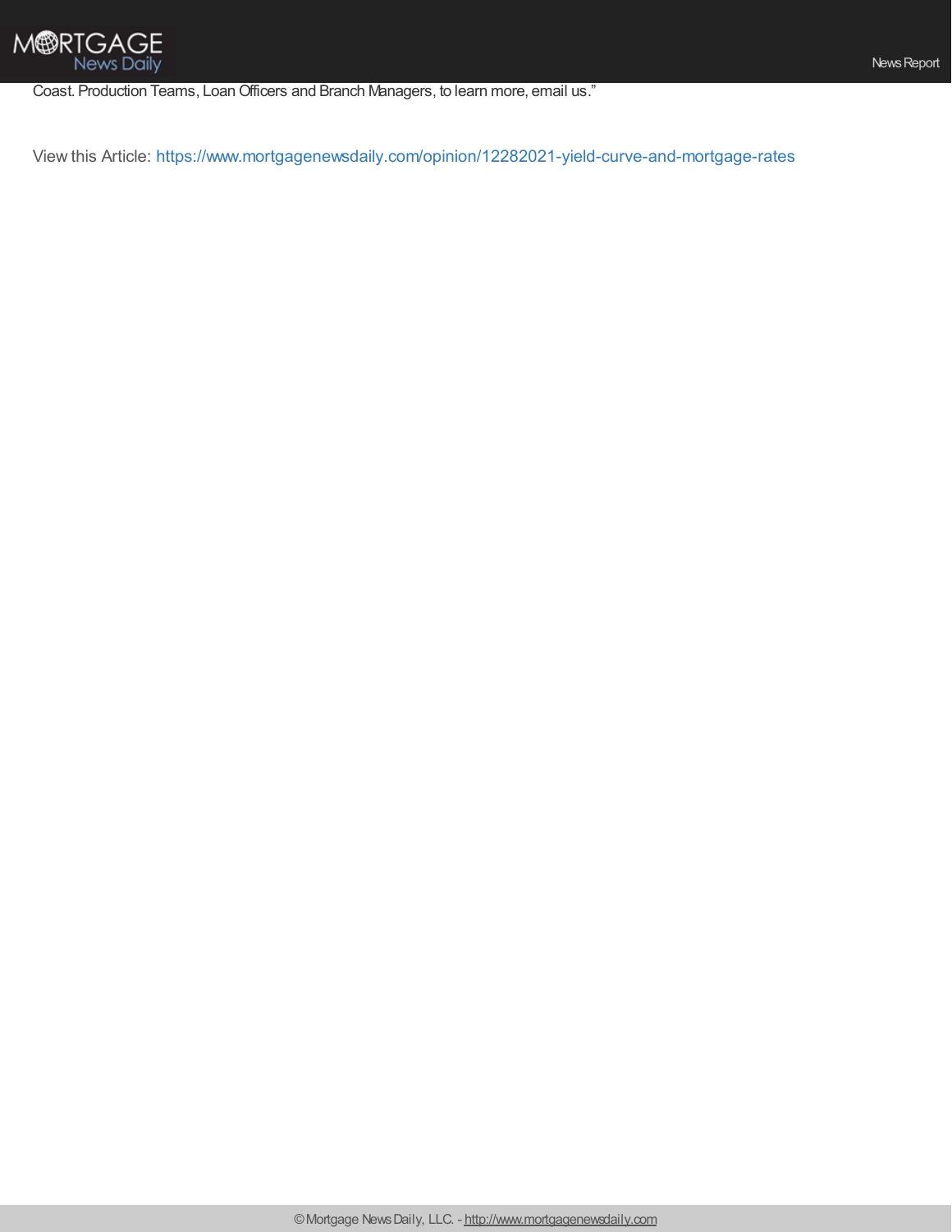Coast. Production Teams, Loan Officers and Branch Managers, to learn more, email us."

View this Article: https://www.mortgagenewsdaily.com/opinion/12282021-yield-curve-and-mortgage-rates